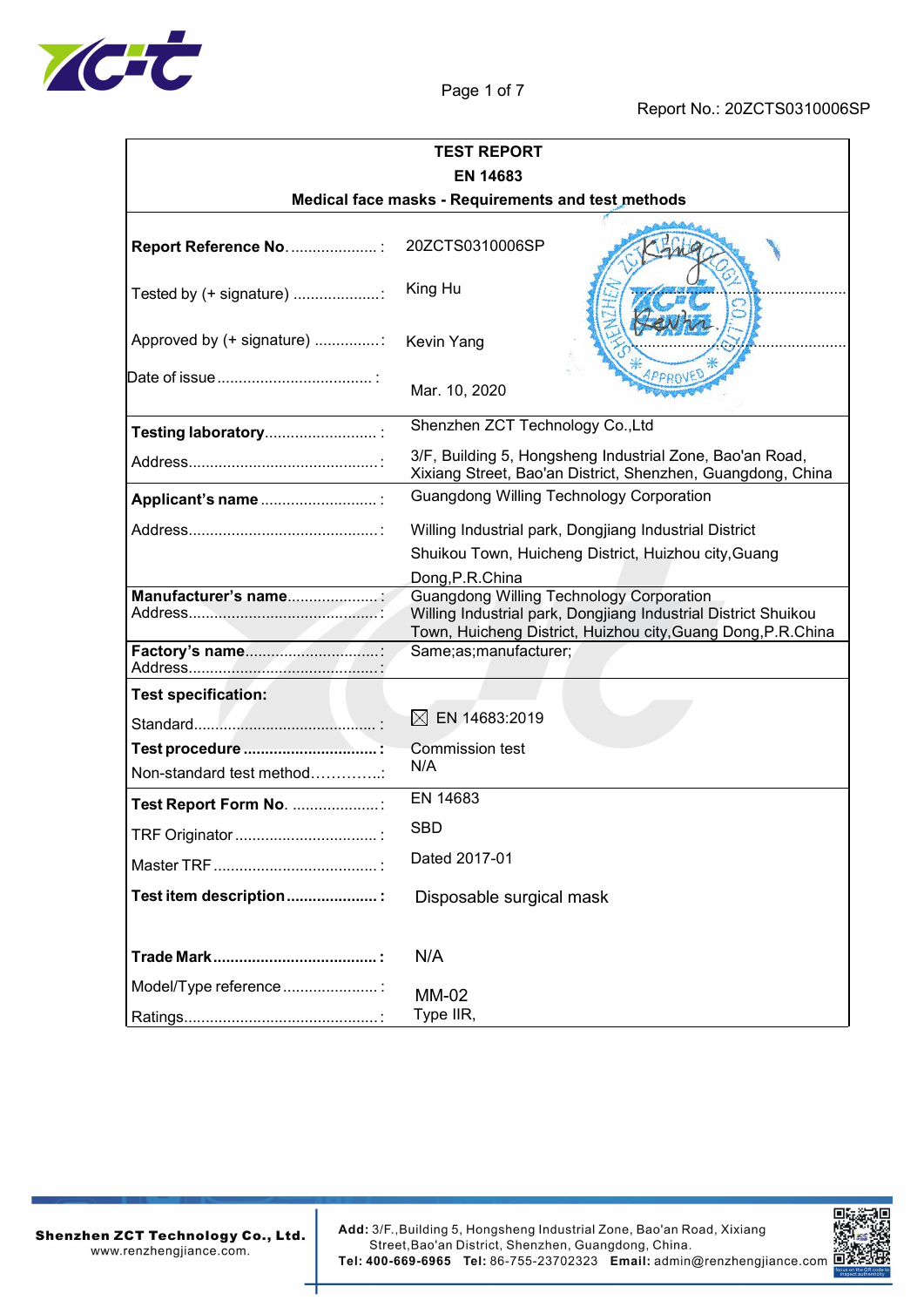Report No.: 20ZCTS0310006SP

| TEST REPORT<br>EN 14683<br>Medical face masks - Requirements and test methods | |
|---|---|
| **Report Reference No.** ....................: | 20ZCTS0310006SP |
| Tested by (+ signature) ....................: | King Hu |
| Approved by (+ signature) ...............: | Kevin Yang |
| Date of issue ...................................: | Mar. 10, 2020 |
| **Testing laboratory**..........................: | Shenzhen ZCT Technology Co.,Ltd |
| Address...........................................: | 3/F, Building 5, Hongsheng Industrial Zone, Bao'an Road, Xixiang Street, Bao'an District, Shenzhen, Guangdong, China |
| **Applicant's name** ...........................: | Guangdong Willing Technology Corporation |
| Address...........................................: | Willing Industrial park, Dongjiang Industrial District Shuikou Town, Huicheng District, Huizhou city,Guang Dong,P.R.China |
| **Manufacturer's name**.....................: | Guangdong Willing Technology Corporation |
| Address...........................................: | Willing Industrial park, Dongjiang Industrial District Shuikou Town, Huicheng District, Huizhou city,Guang Dong,P.R.China |
| **Factory's name**................................: | Same;as;manufacturer; |
| Address...........................................: | |
| **Test specification:** | |
| Standard..........................................: | ☒ EN 14683:2019 |
| **Test procedure** ...............................: | Commission test |
| Non-standard test method…………..: | N/A |
| **Test Report Form No.** ....................: | EN 14683 |
| TRF Originator .................................: | SBD |
| Master TRF .....................................: | Dated 2017-01 |
| **Test item description** .....................: | Disposable surgical mask |
| **Trade Mark**.....................................: | N/A |
| Model/Type reference .....................: | MM-02 |
| Ratings............................................: | Type IIR, |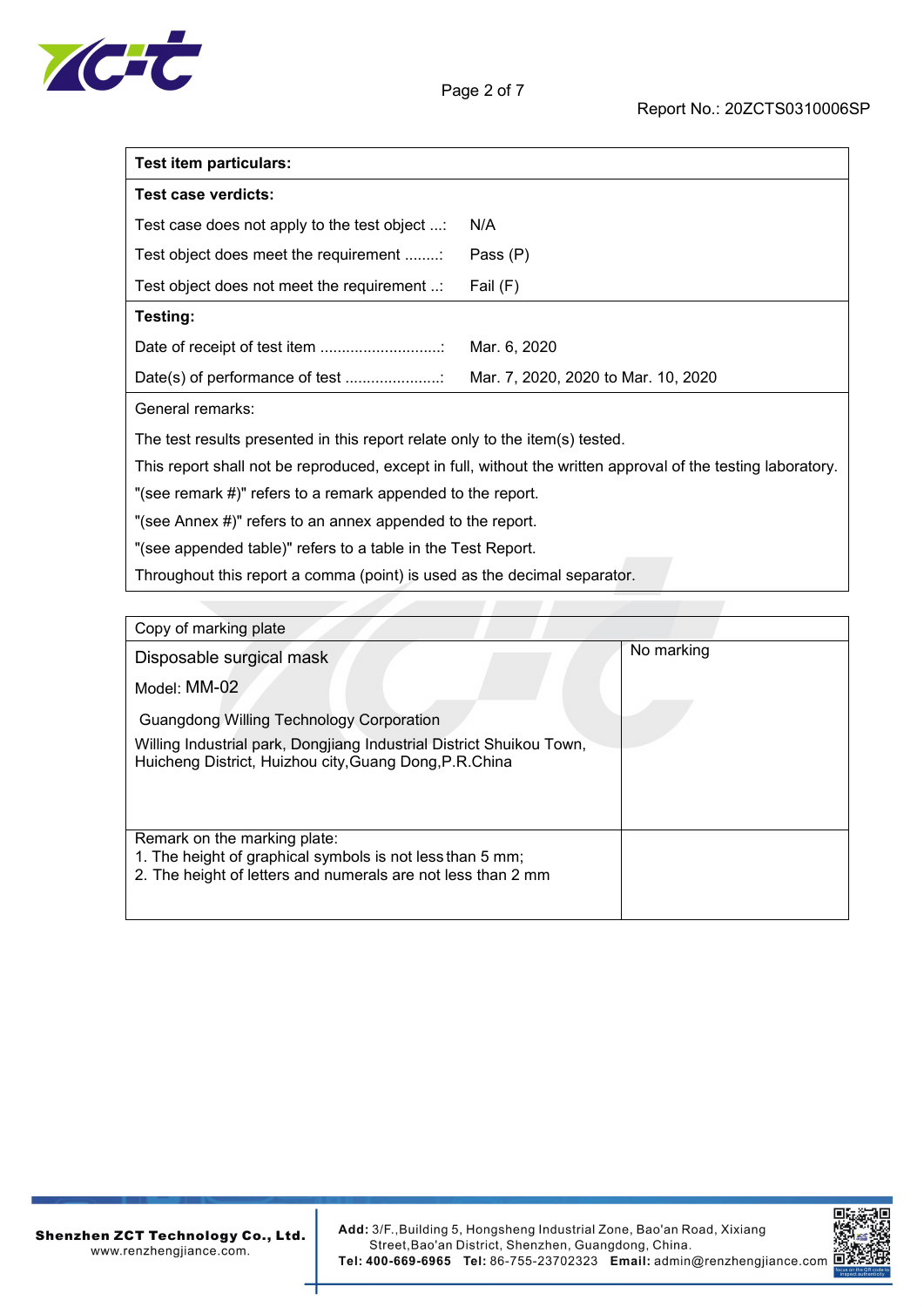| **Test item particulars:** | |
|---|---|
| **Test case verdicts:** | |
| Test case does not apply to the test object ...: | N/A |
| Test object does meet the requirement ........: | Pass (P) |
| Test object does not meet the requirement ..: | Fail (F) |
| **Testing:** | |
| Date of receipt of test item ............................: | Mar. 6, 2020 |
| Date(s) of performance of test ......................: | Mar. 7, 2020, 2020 to Mar. 10, 2020 |

General remarks:

The test results presented in this report relate only to the item(s) tested.

This report shall not be reproduced, except in full, without the written approval of the testing laboratory.

"(see remark #)" refers to a remark appended to the report.

"(see Annex #)" refers to an annex appended to the report.

"(see appended table)" refers to a table in the Test Report.

Throughout this report a comma (point) is used as the decimal separator.

| Copy of marking plate | |
|---|---|
| Disposable surgical mask<br>Model: MM-02<br>Guangdong Willing Technology Corporation<br>Willing Industrial park, Dongjiang Industrial District Shuikou Town, Huicheng District, Huizhou city,Guang Dong,P.R.China | No marking |
| Remark on the marking plate:<br>1. The height of graphical symbols is not less than 5 mm;<br>2. The height of letters and numerals are not less than 2 mm | |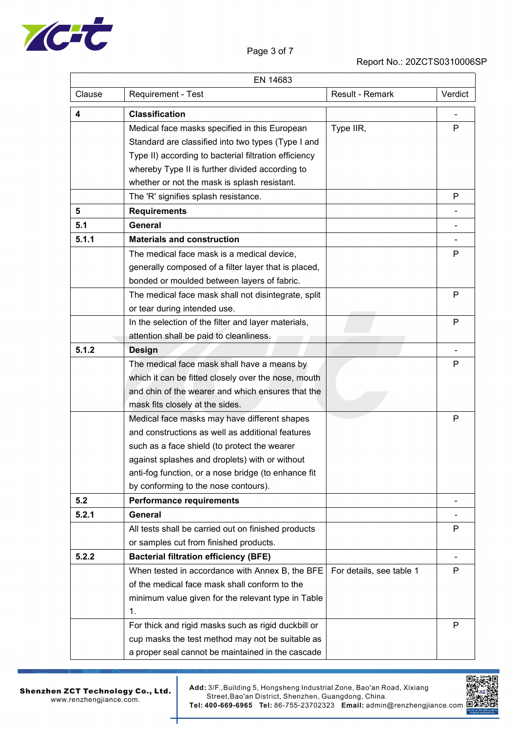| EN 14683 | | | |
|---|---|---|---|
| Clause | Requirement - Test | Result - Remark | Verdict |
| **4** | **Classification** | | - |
| | Medical face masks specified in this European Standard are classified into two types (Type I and Type II) according to bacterial filtration efficiency whereby Type II is further divided according to whether or not the mask is splash resistant. | Type IIR, | P |
| | The 'R' signifies splash resistance. | | P |
| **5** | **Requirements** | | - |
| **5.1** | **General** | | - |
| **5.1.1** | **Materials and construction** | | - |
| | The medical face mask is a medical device, generally composed of a filter layer that is placed, bonded or moulded between layers of fabric. | | P |
| | The medical face mask shall not disintegrate, split or tear during intended use. | | P |
| | In the selection of the filter and layer materials, attention shall be paid to cleanliness. | | P |
| **5.1.2** | **Design** | | - |
| | The medical face mask shall have a means by which it can be fitted closely over the nose, mouth and chin of the wearer and which ensures that the mask fits closely at the sides. | | P |
| | Medical face masks may have different shapes and constructions as well as additional features such as a face shield (to protect the wearer against splashes and droplets) with or without anti-fog function, or a nose bridge (to enhance fit by conforming to the nose contours). | | P |
| **5.2** | **Performance requirements** | | - |
| **5.2.1** | **General** | | - |
| | All tests shall be carried out on finished products or samples cut from finished products. | | P |
| **5.2.2** | **Bacterial filtration efficiency (BFE)** | | - |
| | When tested in accordance with Annex B, the BFE of the medical face mask shall conform to the minimum value given for the relevant type in Table 1. | For details, see table 1 | P |
| | For thick and rigid masks such as rigid duckbill or cup masks the test method may not be suitable as a proper seal cannot be maintained in the cascade | | P |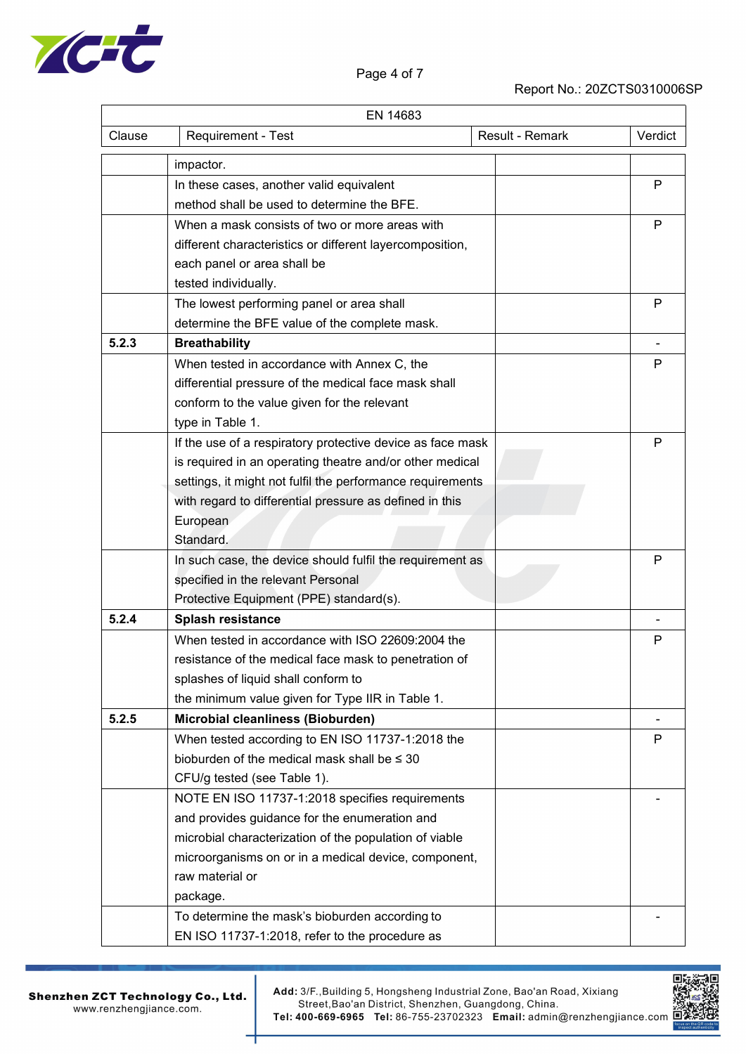| EN 14683 | | | |
|---|---|---|---|
| Clause | Requirement - Test | Result - Remark | Verdict |
| | impactor. | | |
| | In these cases, another valid equivalent method shall be used to determine the BFE. | | P |
| | When a mask consists of two or more areas with different characteristics or different layercomposition, each panel or area shall be tested individually. | | P |
| | The lowest performing panel or area shall determine the BFE value of the complete mask. | | P |
| **5.2.3** | **Breathability** | | - |
| | When tested in accordance with Annex C, the differential pressure of the medical face mask shall conform to the value given for the relevant type in Table 1. | | P |
| | If the use of a respiratory protective device as face mask is required in an operating theatre and/or other medical settings, it might not fulfil the performance requirements with regard to differential pressure as defined in this European Standard. | | P |
| | In such case, the device should fulfil the requirement as specified in the relevant Personal Protective Equipment (PPE) standard(s). | | P |
| **5.2.4** | **Splash resistance** | | - |
| | When tested in accordance with ISO 22609:2004 the resistance of the medical face mask to penetration of splashes of liquid shall conform to the minimum value given for Type IIR in Table 1. | | P |
| **5.2.5** | **Microbial cleanliness (Bioburden)** | | - |
| | When tested according to EN ISO 11737-1:2018 the bioburden of the medical mask shall be ≤ 30 CFU/g tested (see Table 1). | | P |
| | NOTE EN ISO 11737-1:2018 specifies requirements and provides guidance for the enumeration and microbial characterization of the population of viable microorganisms on or in a medical device, component, raw material or package. | | - |
| | To determine the mask's bioburden according to EN ISO 11737-1:2018, refer to the procedure as | | - |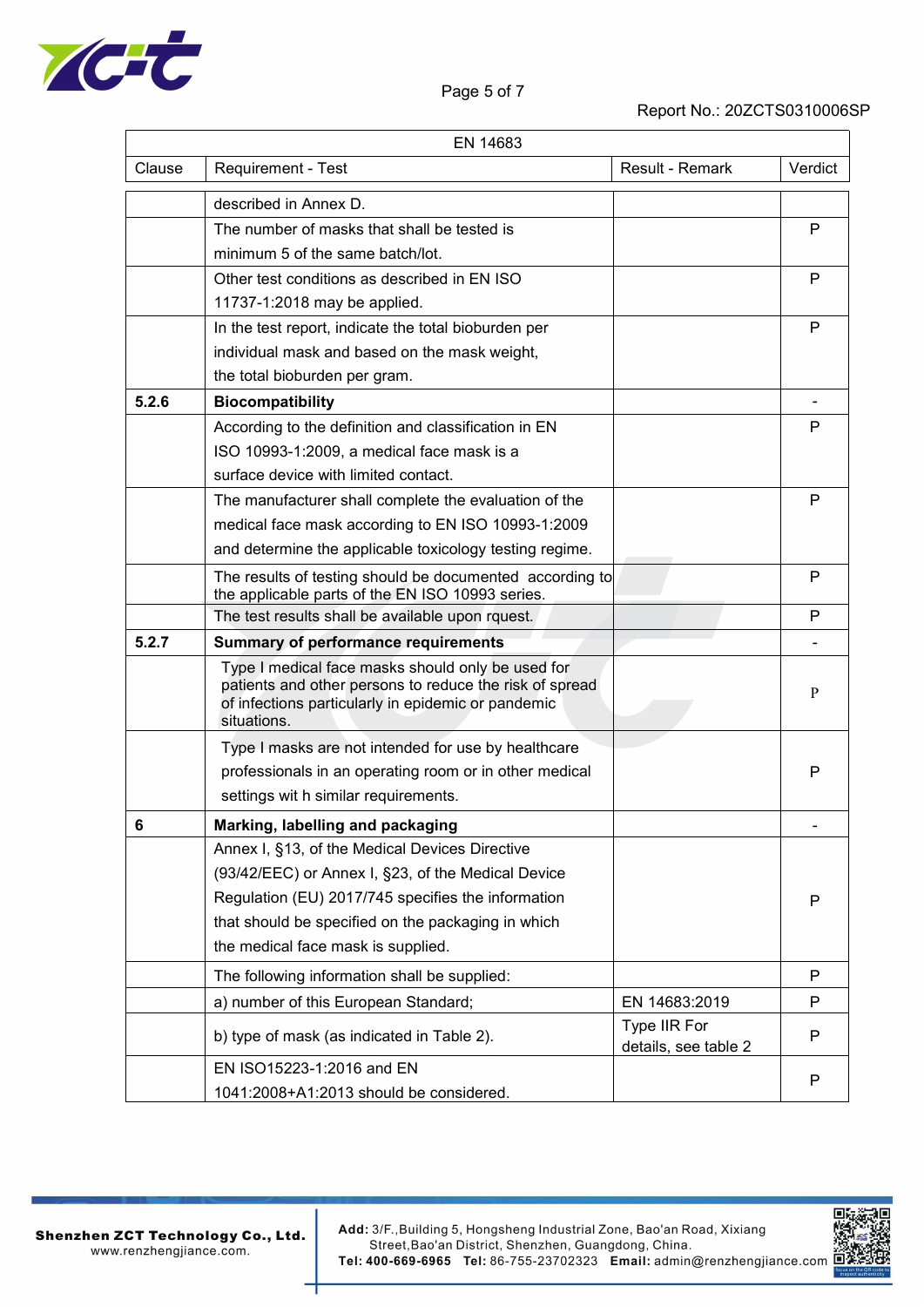Report No.: 20ZCTS0310006SP

| EN 14683 | | | |
|---|---|---|---|
| Clause | Requirement - Test | Result - Remark | Verdict |
| | described in Annex D. | | |
| | The number of masks that shall be tested is minimum 5 of the same batch/lot. | | P |
| | Other test conditions as described in EN ISO 11737-1:2018 may be applied. | | P |
| | In the test report, indicate the total bioburden per individual mask and based on the mask weight, the total bioburden per gram. | | P |
| **5.2.6** | **Biocompatibility** | | - |
| | According to the definition and classification in EN ISO 10993-1:2009, a medical face mask is a surface device with limited contact. | | P |
| | The manufacturer shall complete the evaluation of the medical face mask according to EN ISO 10993-1:2009 and determine the applicable toxicology testing regime. | | P |
| | The results of testing should be documented according to the applicable parts of the EN ISO 10993 series. | | P |
| | The test results shall be available upon rquest. | | P |
| **5.2.7** | **Summary of performance requirements** | | - |
| | Type I medical face masks should only be used for patients and other persons to reduce the risk of spread of infections particularly in epidemic or pandemic situations. | | P |
| | Type I masks are not intended for use by healthcare professionals in an operating room or in other medical settings wit h similar requirements. | | P |
| **6** | **Marking, labelling and packaging** | | - |
| | Annex I, §13, of the Medical Devices Directive (93/42/EEC) or Annex I, §23, of the Medical Device Regulation (EU) 2017/745 specifies the information that should be specified on the packaging in which the medical face mask is supplied. | | P |
| | The following information shall be supplied: | | P |
| | a) number of this European Standard; | EN 14683:2019 | P |
| | b) type of mask (as indicated in Table 2). | Type IIR For details, see table 2 | P |
| | EN ISO15223-1:2016 and EN 1041:2008+A1:2013 should be considered. | | P |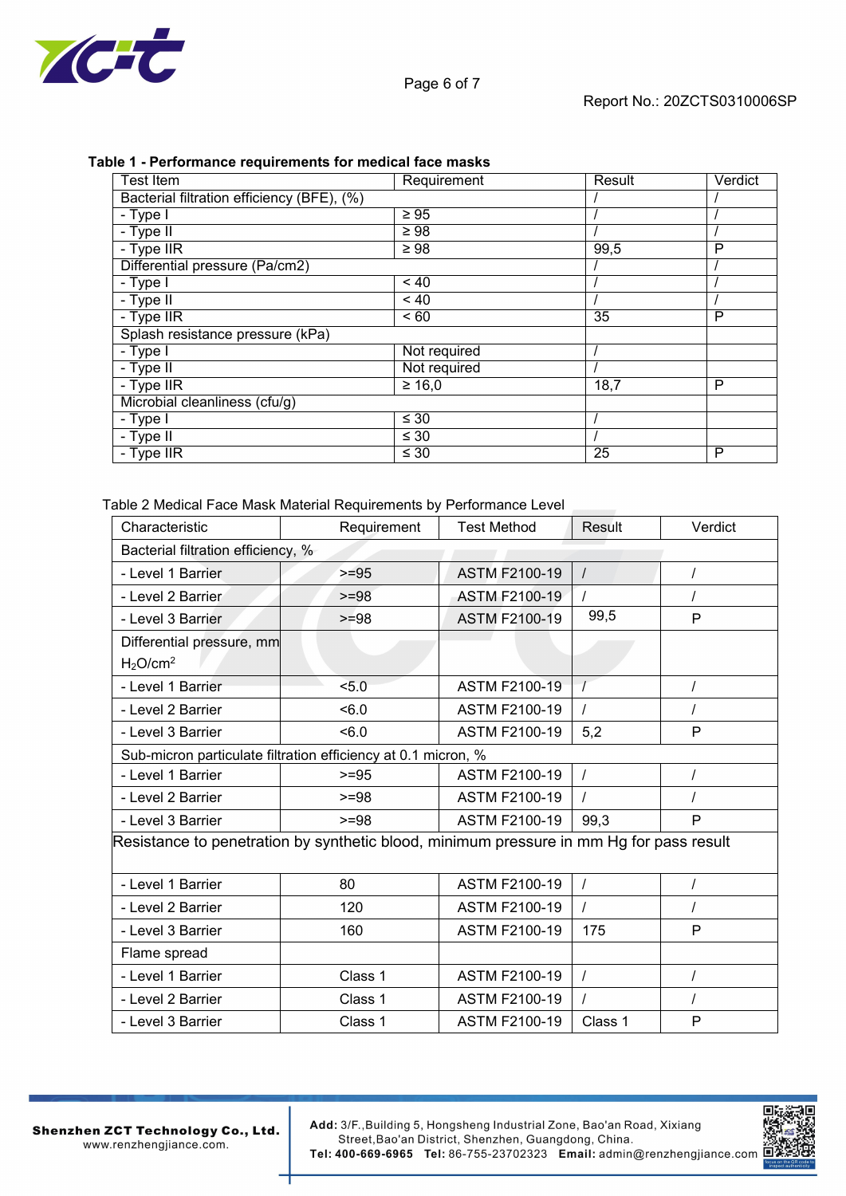**Table 1 - Performance requirements for medical face masks**

| Test Item | Requirement | Result | Verdict |
|---|---|---|---|
| Bacterial filtration efficiency (BFE), (%) | | / | / |
| - Type I | ≥ 95 | / | / |
| - Type II | ≥ 98 | / | / |
| - Type IIR | ≥ 98 | 99,5 | P |
| Differential pressure (Pa/cm2) | | / | / |
| - Type I | < 40 | / | / |
| - Type II | < 40 | / | / |
| - Type IIR | < 60 | 35 | P |
| Splash resistance pressure (kPa) | | | |
| - Type I | Not required | / | |
| - Type II | Not required | / | |
| - Type IIR | ≥ 16,0 | 18,7 | P |
| Microbial cleanliness (cfu/g) | | | |
| - Type I | ≤ 30 | / | |
| - Type II | ≤ 30 | / | |
| - Type IIR | ≤ 30 | 25 | P |

Table 2 Medical Face Mask Material Requirements by Performance Level

| Characteristic | Requirement | Test Method | Result | Verdict |
|---|---|---|---|---|
| Bacterial filtration efficiency, % | | | | |
| - Level 1 Barrier | >=95 | ASTM F2100-19 | / | / |
| - Level 2 Barrier | >=98 | ASTM F2100-19 | / | / |
| - Level 3 Barrier | >=98 | ASTM F2100-19 | 99,5 | P |
| Differential pressure, mm $H_2O/cm^2$ | | | | |
| - Level 1 Barrier | <5.0 | ASTM F2100-19 | / | / |
| - Level 2 Barrier | <6.0 | ASTM F2100-19 | / | / |
| - Level 3 Barrier | <6.0 | ASTM F2100-19 | 5,2 | P |
| Sub-micron particulate filtration efficiency at 0.1 micron, % | | | | |
| - Level 1 Barrier | >=95 | ASTM F2100-19 | / | / |
| - Level 2 Barrier | >=98 | ASTM F2100-19 | / | / |
| - Level 3 Barrier | >=98 | ASTM F2100-19 | 99,3 | P |
| Resistance to penetration by synthetic blood, minimum pressure in mm Hg for pass result | | | | |
| - Level 1 Barrier | 80 | ASTM F2100-19 | / | / |
| - Level 2 Barrier | 120 | ASTM F2100-19 | / | / |
| - Level 3 Barrier | 160 | ASTM F2100-19 | 175 | P |
| Flame spread | | | | |
| - Level 1 Barrier | Class 1 | ASTM F2100-19 | / | / |
| - Level 2 Barrier | Class 1 | ASTM F2100-19 | / | / |
| - Level 3 Barrier | Class 1 | ASTM F2100-19 | Class 1 | P |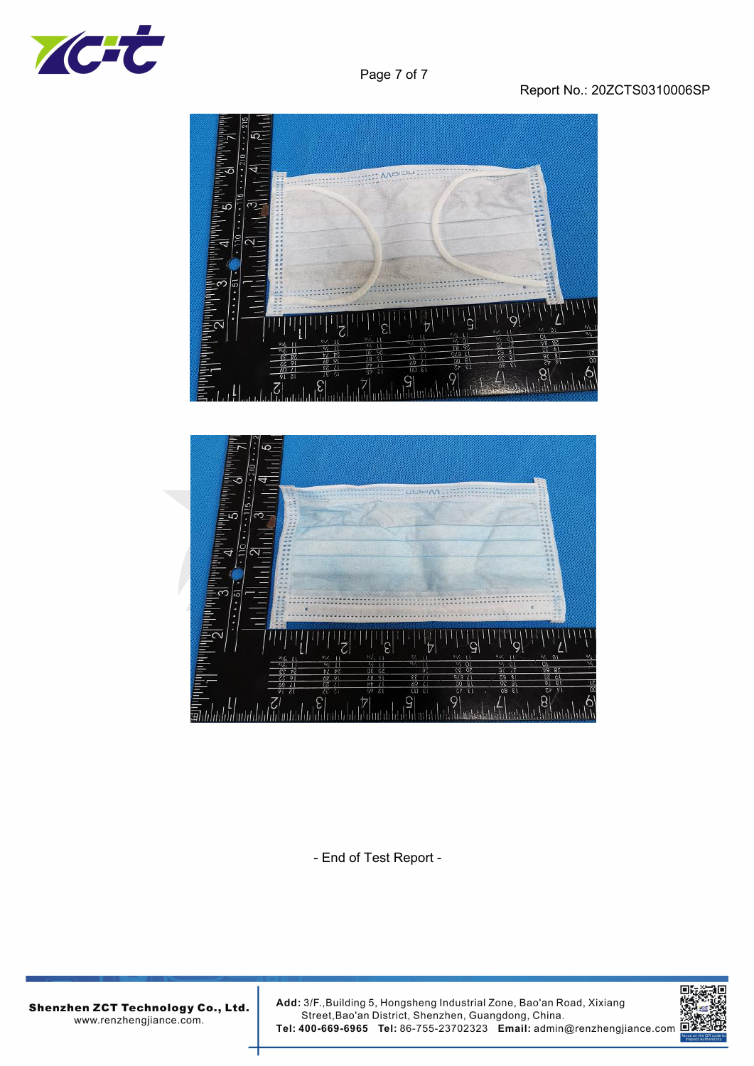Report No.: 20ZCTS0310006SP

- End of Test Report -